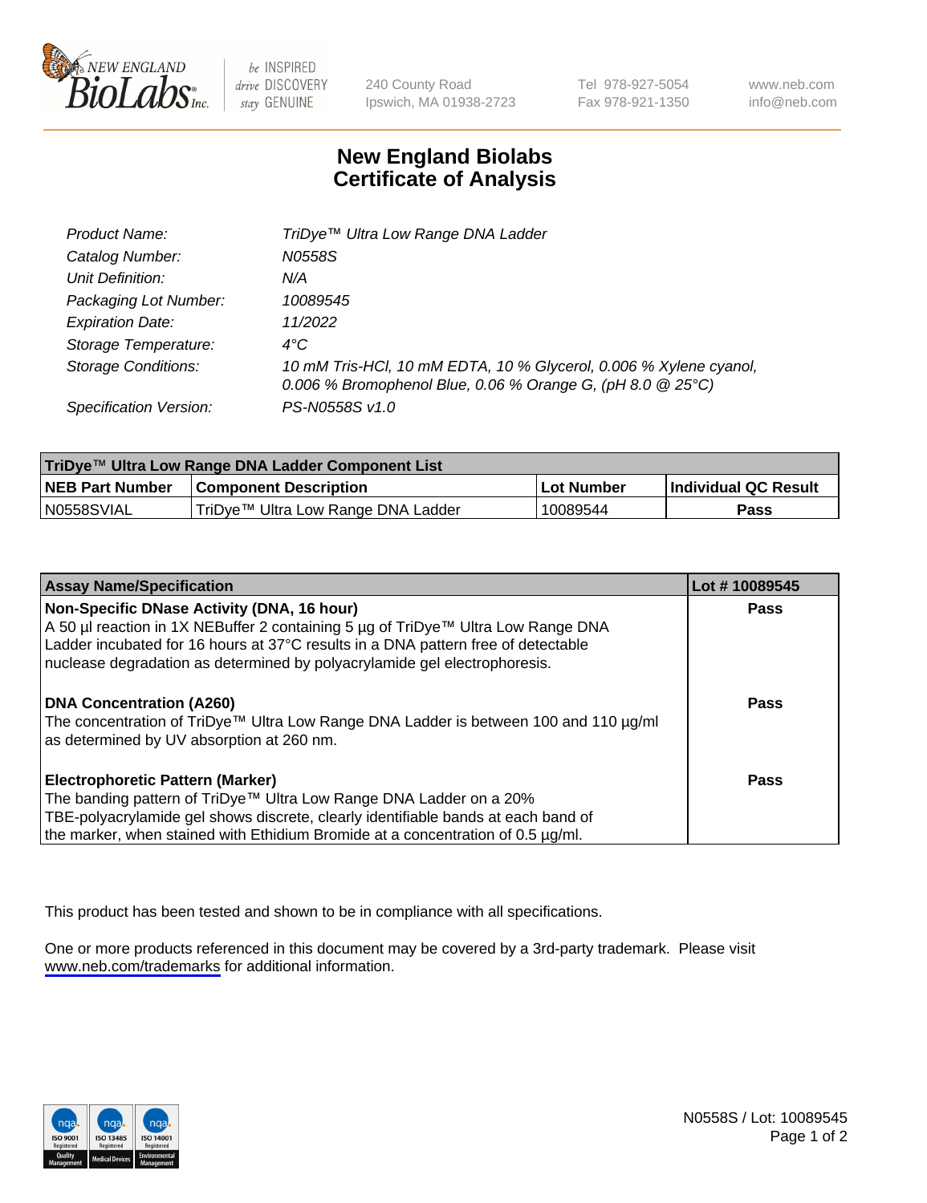# New England Biolabs Certificate of Analysis

| | |
|---|---|
| Product Name: | TriDye™ Ultra Low Range DNA Ladder |
| Catalog Number: | N0558S |
| Unit Definition: | N/A |
| Packaging Lot Number: | 10089545 |
| Expiration Date: | 11/2022 |
| Storage Temperature: | 4°C |
| Storage Conditions: | 10 mM Tris-HCl, 10 mM EDTA, 10 % Glycerol, 0.006 % Xylene cyanol, 0.006 % Bromophenol Blue, 0.06 % Orange G, (pH 8.0 @ 25°C) |
| Specification Version: | PS-N0558S v1.0 |

| TriDye™ Ultra Low Range DNA Ladder Component List | | | |
|---|---|---|---|
| **NEB Part Number** | **Component Description** | **Lot Number** | **Individual QC Result** |
| N0558SVIAL | TriDye™ Ultra Low Range DNA Ladder | 10089544 | **Pass** |

| Assay Name/Specification | Lot # 10089545 |
|---|---|
| **Non-Specific DNase Activity (DNA, 16 hour)** A 50 µl reaction in 1X NEBuffer 2 containing 5 µg of TriDye™ Ultra Low Range DNA Ladder incubated for 16 hours at 37°C results in a DNA pattern free of detectable nuclease degradation as determined by polyacrylamide gel electrophoresis. | **Pass** |
| **DNA Concentration (A260)** The concentration of TriDye™ Ultra Low Range DNA Ladder is between 100 and 110 µg/ml as determined by UV absorption at 260 nm. | **Pass** |
| **Electrophoretic Pattern (Marker)** The banding pattern of TriDye™ Ultra Low Range DNA Ladder on a 20% TBE-polyacrylamide gel shows discrete, clearly identifiable bands at each band of the marker, when stained with Ethidium Bromide at a concentration of 0.5 µg/ml. | **Pass** |

This product has been tested and shown to be in compliance with all specifications.

One or more products referenced in this document may be covered by a 3rd-party trademark. Please visit www.neb.com/trademarks for additional information.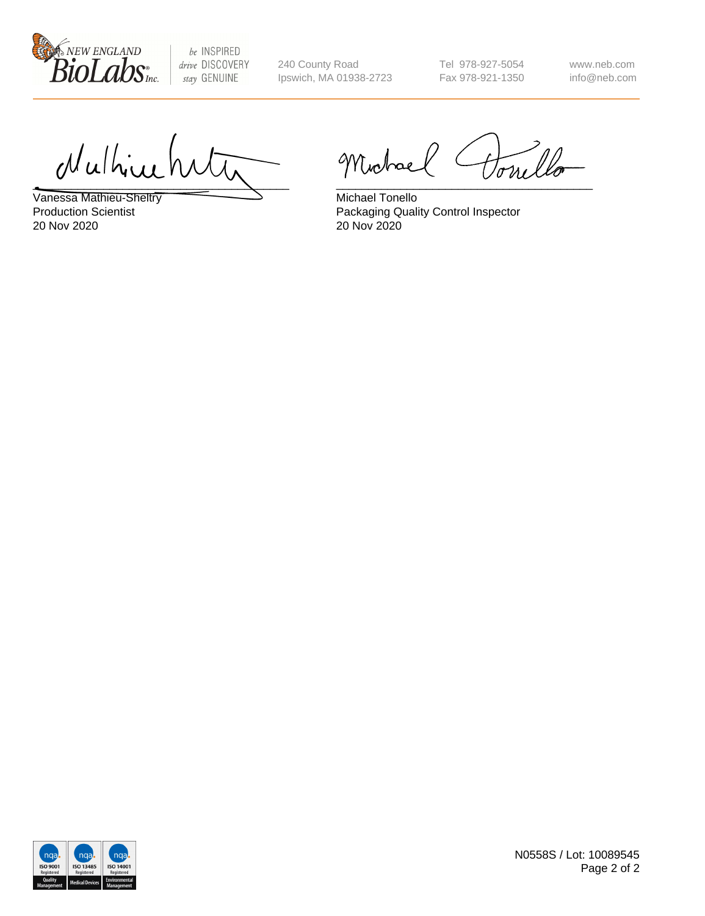Vanessa Mathieu-Sheltry
Production Scientist
20 Nov 2020

Michael Tonello
Packaging Quality Control Inspector
20 Nov 2020

N0558S / Lot: 10089545